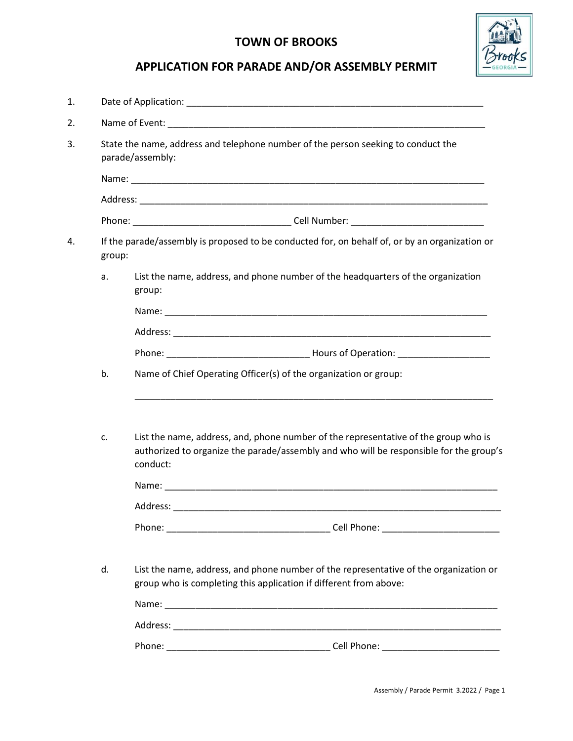# TOWN OF BROOKS

## APPLICATION FOR PARADE AND/OR ASSEMBLY PERMIT

1. Date of Application: ____________________________________________________________

2. Name of Event: _________________________________________________________________

3. State the name, address and telephone number of the person seeking to conduct the parade/assembly:

   Name: _______________________________________________________________________

   Address: _____________________________________________________________________

   Phone: ______________________________ Cell Number: __________________________

4. If the parade/assembly is proposed to be conducted for, on behalf of, or by an organization or group:

   a. List the name, address, and phone number of the headquarters of the organization group:

      Name: ________________________________________________________________

      Address: ______________________________________________________________

      Phone: ___________________________ Hours of Operation: __________________

   b. Name of Chief Operating Officer(s) of the organization or group:

      ______________________________________________________________________

   c. List the name, address, and, phone number of the representative of the group who is authorized to organize the parade/assembly and who will be responsible for the group's conduct:

      Name: ________________________________________________________________

      Address: ______________________________________________________________

      Phone: ________________________________ Cell Phone: _______________________

   d. List the name, address, and phone number of the representative of the organization or group who is completing this application if different from above:

      Name: ________________________________________________________________

      Address: ______________________________________________________________

      Phone: ________________________________ Cell Phone: _______________________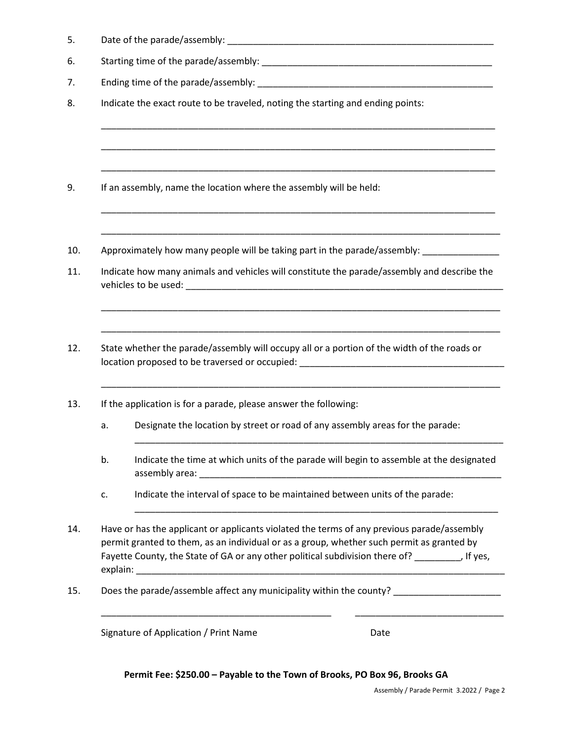5. Date of the parade/assembly: ____________________________________________________

6. Starting time of the parade/assembly: _______________________________________________

7. Ending time of the parade/assembly: ________________________________________________

8. Indicate the exact route to be traveled, noting the starting and ending points:

   ______________________________________________________________________________

   ______________________________________________________________________________

   ______________________________________________________________________________

9. If an assembly, name the location where the assembly will be held:

   ______________________________________________________________________________

   ______________________________________________________________________________

10. Approximately how many people will be taking part in the parade/assembly: _______________

11. Indicate how many animals and vehicles will constitute the parade/assembly and describe the vehicles to be used: _________________________________________________________________

    ______________________________________________________________________________

    ______________________________________________________________________________

12. State whether the parade/assembly will occupy all or a portion of the width of the roads or location proposed to be traversed or occupied: ________________________________________

    ______________________________________________________________________________

13. If the application is for a parade, please answer the following:

    a. Designate the location by street or road of any assembly areas for the parade:
       ________________________________________________________________________

    b. Indicate the time at which units of the parade will begin to assemble at the designated assembly area: ____________________________________________________________

    c. Indicate the interval of space to be maintained between units of the parade:
       ________________________________________________________________________

14. Have or has the applicant or applicants violated the terms of any previous parade/assembly permit granted to them, as an individual or as a group, whether such permit as granted by Fayette County, the State of GA or any other political subdivision there of? _________, If yes, explain: _________________________________________________________________________

15. Does the parade/assemble affect any municipality within the county? _____________________

_____________________________________________ _____________________________

Signature of Application / Print Name                                        Date

**Permit Fee: $250.00 – Payable to the Town of Brooks, PO Box 96, Brooks GA**

Assembly / Parade Permit 3.2022